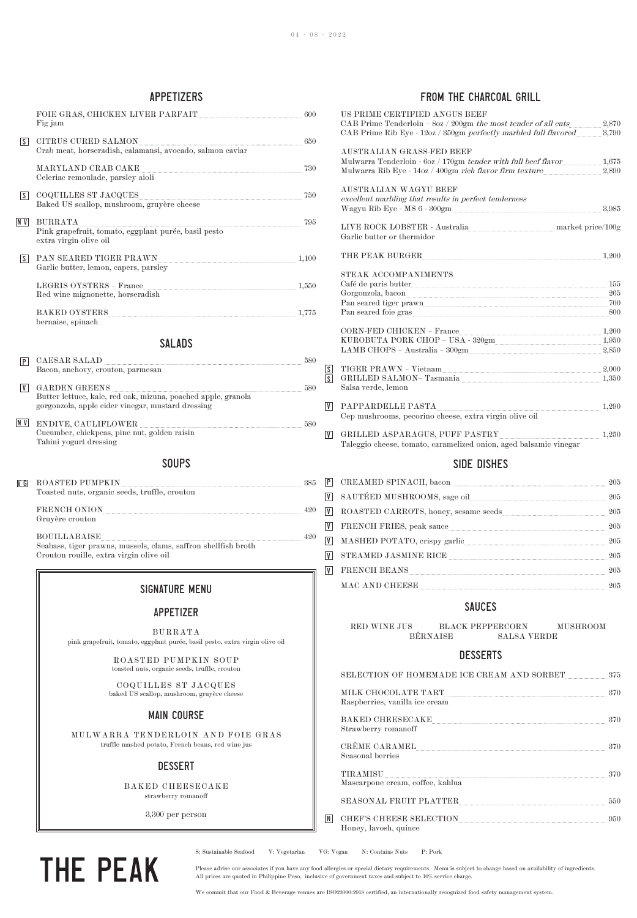04 - 08 - 2022

## APPETIZERS

FOIE GRAS, CHICKEN LIVER PARFAIT ... 600
Fig jam

[S] CITRUS CURED SALMON ... 650
Crab meat, horseradish, calamansi, avocado, salmon caviar

MARYLAND CRAB CAKE ... 730
Celeriac remoulade, parsley aioli

[S] COQUILLES ST JACQUES ... 750
Baked US scallop, mushroom, gruyère cheese

[N V] BURRATA ... 795
Pink grapefruit, tomato, eggplant purée, basil pesto extra virgin olive oil

[S] PAN SEARED TIGER PRAWN ... 1,100
Garlic butter, lemon, capers, parsley

LEGRIS OYSTERS - France ... 1,550
Red wine mignonette, horseradish

BAKED OYSTERS ... 1,775
bernaise, spinach

## SALADS

[P] CAESAR SALAD ... 580
Bacon, anchovy, crouton, parmesan

[V] GARDEN GREENS ... 580
Butter lettuce, kale, red oak, mizuna, poached apple, granola gorgonzola, apple cider vinegar, mustard dressing

[N V] ENDIVE, CAULIFLOWER ... 580
Cucumber, chickpeas, pine nut, golden raisin
Tahini yogurt dressing

## SOUPS

[VG] ROASTED PUMPKIN ... 385
Toasted nuts, organic seeds, truffle, crouton

FRENCH ONION ... 420
Gruyère crouton

BOUILLABAISE ... 420
Seabass, tiger prawns, mussels, clams, saffron shellfish broth
Crouton rouille, extra virgin olive oil

## SIGNATURE MENU

### APPETIZER

BURRATA
pink grapefruit, tomato, eggplant purée, basil pesto, extra virgin olive oil

ROASTED PUMPKIN SOUP
toasted nuts, organic seeds, truffle, crouton

COQUILLES ST JACQUES
baked US scallop, mushroom, gruyère cheese

### MAIN COURSE

MULWARRA TENDERLOIN AND FOIE GRAS
truffle mashed potato, French beans, red wine jus

### DESSERT

BAKED CHEESECAKE
strawberry romanoff

3,300 per person

## FROM THE CHARCOAL GRILL

US PRIME CERTIFIED ANGUS BEEF
CAB Prime Tenderloin - 8oz / 200gm *the most tender of all cuts* ... 2,870
CAB Prime Rib Eye - 12oz / 350gm *perfectly marbled full flavored* ... 3,790

AUSTRALIAN GRASS-FED BEEF
Mulwarra Tenderloin - 6oz / 170gm *tender with full beef flavor* ... 1,675
Mulwarra Rib Eye - 14oz / 400gm *rich flavor firm texture* ... 2,890

AUSTRALIAN WAGYU BEEF
*excellent marbling that results in perfect tenderness*
Wagyu Rib Eye - MS 6 - 300gm ... 3,985

LIVE ROCK LOBSTER - Australia ... market price/100g
Garlic butter or thermidor

THE PEAK BURGER ... 1,200

STEAK ACCOMPANIMENTS
Café de paris butter ... 155
Gorgonzola, bacon ... 265
Pan seared tiger prawn ... 700
Pan seared foie gras ... 800

CORN-FED CHICKEN - France ... 1,200
KUROBUTA PORK CHOP - USA - 320gm ... 1,950
LAMB CHOPS - Australia - 300gm ... 2,850

[S] TIGER PRAWN - Vietnam ... 2,000
[S] GRILLED SALMON- Tasmania ... 1,350
Salsa verde, lemon

[V] PAPPARDELLE PASTA ... 1,290
Cep mushrooms, pecorino cheese, extra virgin olive oil

[V] GRILLED ASPARAGUS, PUFF PASTRY ... 1,250
Taleggio cheese, tomato, caramelized onion, aged balsamic vinegar

## SIDE DISHES

[P] CREAMED SPINACH, bacon ... 205
[V] SAUTÉED MUSHROOMS, sage oil ... 205
[V] ROASTED CARROTS, honey, sesame seeds ... 205
[V] FRENCH FRIES, peak sauce ... 205
[V] MASHED POTATO, crispy garlic ... 205
[V] STEAMED JASMINE RICE ... 205
[V] FRENCH BEANS ... 205
MAC AND CHEESE ... 205

## SAUCES

RED WINE JUS — BLACK PEPPERCORN — MUSHROOM — BÉRNAISE — SALSA VERDE

## DESSERTS

SELECTION OF HOMEMADE ICE CREAM AND SORBET ... 375

MILK CHOCOLATE TART ... 370
Raspberries, vanilla ice cream

BAKED CHEESECAKE ... 370
Strawberry romanoff

CRÈME CARAMEL ... 370
Seasonal berries

TIRAMISU ... 370
Mascarpone cream, coffee, kahlua

SEASONAL FRUIT PLATTER ... 550

[N] CHEF'S CHEESE SELECTION ... 950
Honey, lavosh, quince

# THE PEAK

S: Sustainable Seafood V: Vegetarian VG: Vegan N: Contains Nuts P: Pork

Please advise our associates if you have any food allergies or special dietary requirements. Menu is subject to change based on availability of ingredients.
All prices are quoted in Philippine Peso, inclusive of government taxes and subject to 10% service charge.

We commit that our Food & Beverage venues are ISO22000:2018 certified, an internationally recognized food safety management system.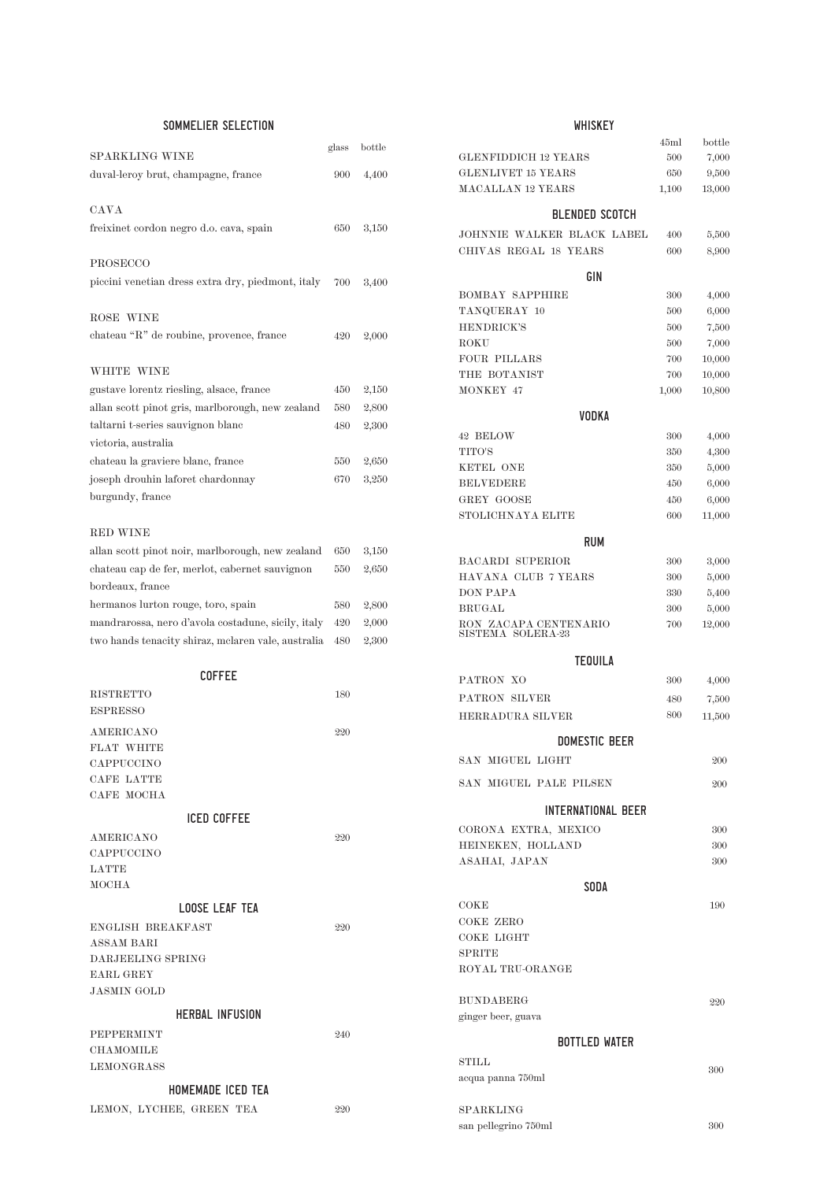## SOMMELIER SELECTION

| | glass | bottle |
|---|---|---|
| SPARKLING WINE | | |
| duval-leroy brut, champagne, france | 900 | 4,400 |
| CAVA | | |
| freixinet cordon negro d.o. cava, spain | 650 | 3,150 |
| PROSECCO | | |
| piccini venetian dress extra dry, piedmont, italy | 700 | 3,400 |
| ROSE WINE | | |
| chateau "R" de roubine, provence, france | 420 | 2,000 |
| WHITE WINE | | |
| gustave lorentz riesling, alsace, france | 450 | 2,150 |
| allan scott pinot gris, marlborough, new zealand | 580 | 2,800 |
| taltarni t-series sauvignon blanc victoria, australia | 480 | 2,300 |
| chateau la graviere blanc, france | 550 | 2,650 |
| joseph drouhin laforet chardonnay burgundy, france | 670 | 3,250 |
| RED WINE | | |
| allan scott pinot noir, marlborough, new zealand | 650 | 3,150 |
| chateau cap de fer, merlot, cabernet sauvignon bordeaux, france | 550 | 2,650 |
| hermanos lurton rouge, toro, spain | 580 | 2,800 |
| mandrarossa, nero d'avola costadune, sicily, italy | 420 | 2,000 |
| two hands tenacity shiraz, mclaren vale, australia | 480 | 2,300 |

## COFFEE

RISTRETTO
ESPRESSO — 180

AMERICANO
FLAT WHITE
CAPPUCCINO
CAFE LATTE
CAFE MOCHA — 220

## ICED COFFEE

AMERICANO
CAPPUCCINO
LATTE
MOCHA — 220

## LOOSE LEAF TEA

ENGLISH BREAKFAST
ASSAM BARI
DARJEELING SPRING
EARL GREY
JASMIN GOLD — 220

## HERBAL INFUSION

PEPPERMINT
CHAMOMILE
LEMONGRASS — 240

## HOMEMADE ICED TEA

LEMON, LYCHEE, GREEN TEA — 220

## WHISKEY

| | 45ml | bottle |
|---|---|---|
| GLENFIDDICH 12 YEARS | 500 | 7,000 |
| GLENLIVET 15 YEARS | 650 | 9,500 |
| MACALLAN 12 YEARS | 1,100 | 13,000 |

## BLENDED SCOTCH

| | | |
|---|---|---|
| JOHNNIE WALKER BLACK LABEL | 400 | 5,500 |
| CHIVAS REGAL 18 YEARS | 600 | 8,900 |

## GIN

| | | |
|---|---|---|
| BOMBAY SAPPHIRE | 300 | 4,000 |
| TANQUERAY 10 | 500 | 6,000 |
| HENDRICK'S | 500 | 7,500 |
| ROKU | 500 | 7,000 |
| FOUR PILLARS | 700 | 10,000 |
| THE BOTANIST | 700 | 10,000 |
| MONKEY 47 | 1,000 | 10,800 |

## VODKA

| | | |
|---|---|---|
| 42 BELOW | 300 | 4,000 |
| TITO'S | 350 | 4,300 |
| KETEL ONE | 350 | 5,000 |
| BELVEDERE | 450 | 6,000 |
| GREY GOOSE | 450 | 6,000 |
| STOLICHNAYA ELITE | 600 | 11,000 |

## RUM

| | | |
|---|---|---|
| BACARDI SUPERIOR | 300 | 3,000 |
| HAVANA CLUB 7 YEARS | 300 | 5,000 |
| DON PAPA | 330 | 5,400 |
| BRUGAL | 300 | 5,000 |
| RON ZACAPA CENTENARIO SISTEMA SOLERA-23 | 700 | 12,000 |

## TEQUILA

| | | |
|---|---|---|
| PATRON XO | 300 | 4,000 |
| PATRON SILVER | 480 | 7,500 |
| HERRADURA SILVER | 800 | 11,500 |

## DOMESTIC BEER

SAN MIGUEL LIGHT — 200

SAN MIGUEL PALE PILSEN — 200

## INTERNATIONAL BEER

CORONA EXTRA, MEXICO — 300

HEINEKEN, HOLLAND — 300

ASAHAI, JAPAN — 300

## SODA

COKE
COKE ZERO
COKE LIGHT
SPRITE
ROYAL TRU-ORANGE — 190

BUNDABERG
ginger beer, guava — 220

## BOTTLED WATER

STILL
acqua panna 750ml — 300

SPARKLING
san pellegrino 750ml — 300